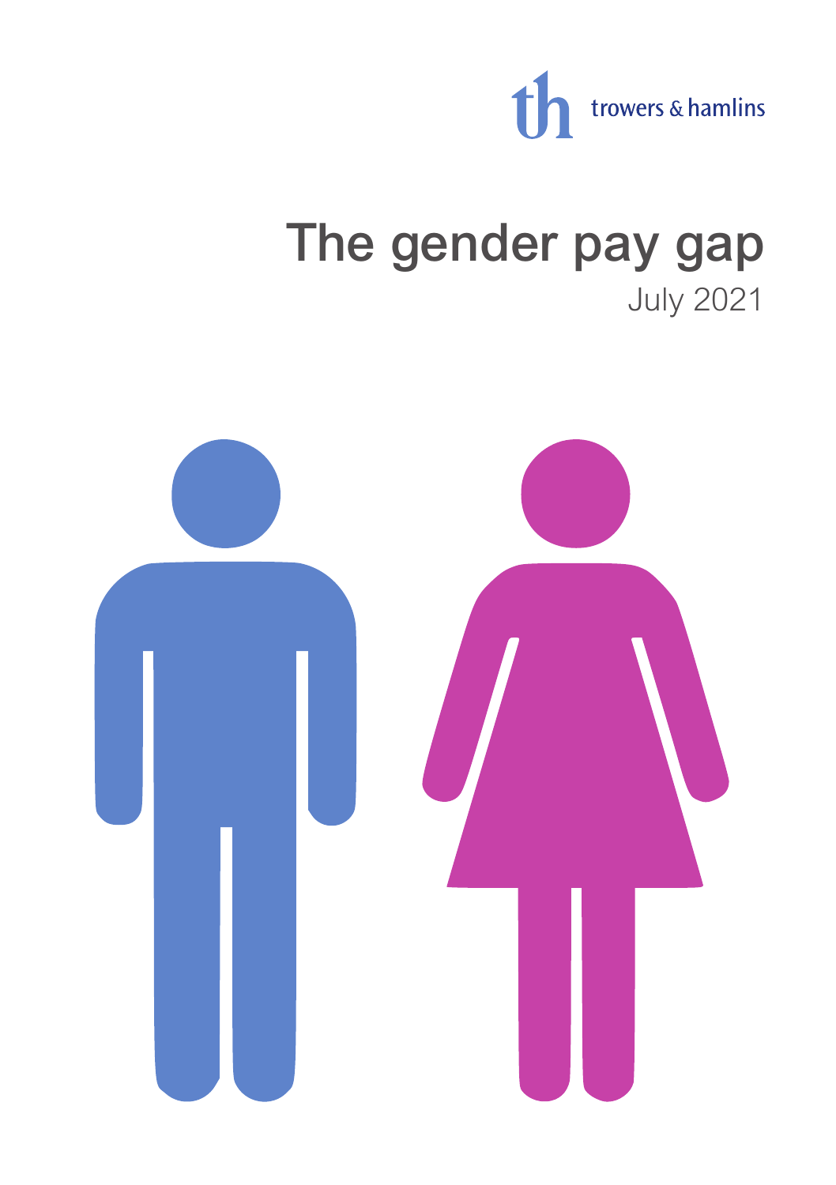trowers & hamlins

# The gender pay gap

July 2021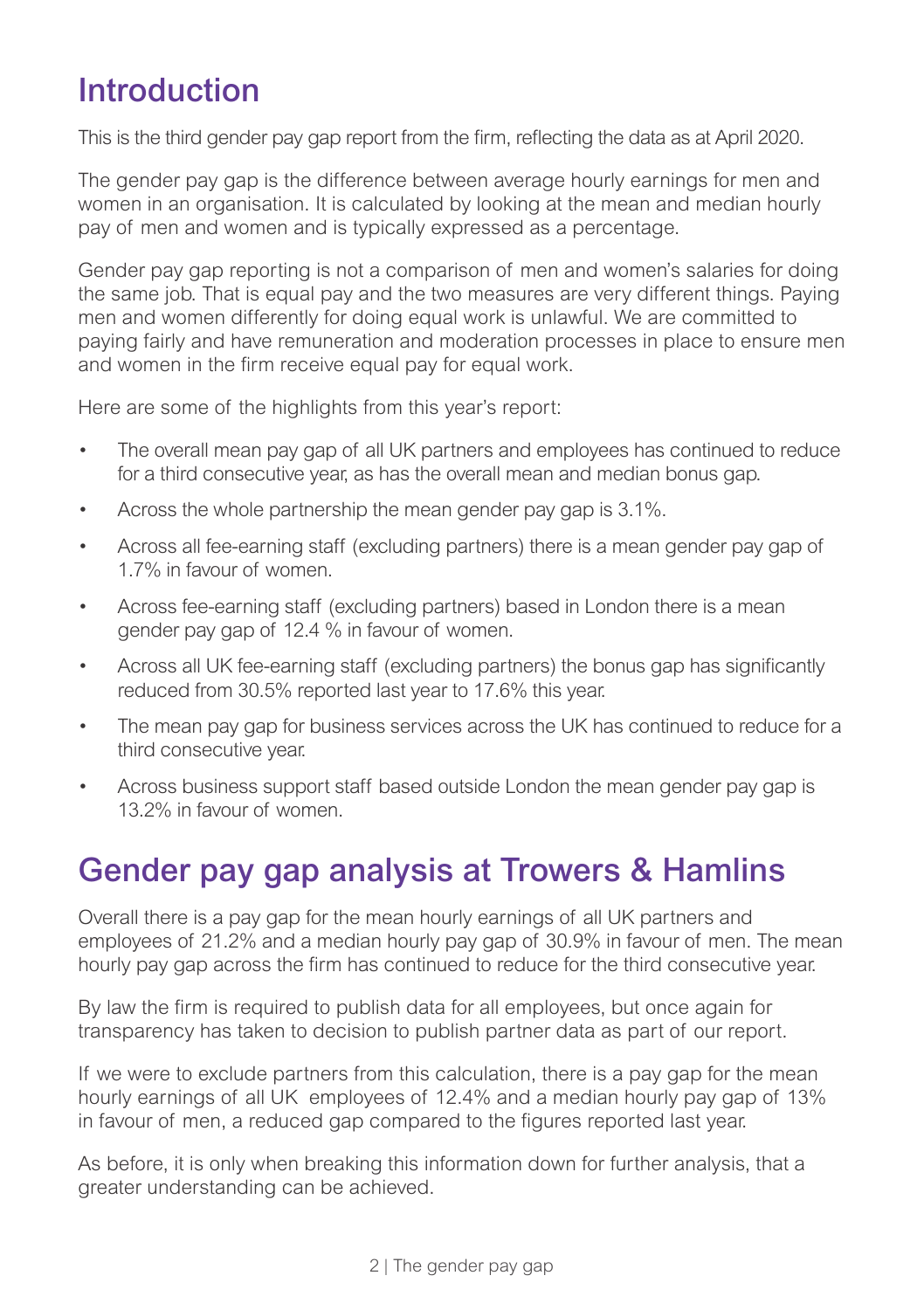# Introduction

This is the third gender pay gap report from the firm, reflecting the data as at April 2020.

The gender pay gap is the difference between average hourly earnings for men and women in an organisation. It is calculated by looking at the mean and median hourly pay of men and women and is typically expressed as a percentage.

Gender pay gap reporting is not a comparison of men and women's salaries for doing the same job. That is equal pay and the two measures are very different things. Paying men and women differently for doing equal work is unlawful. We are committed to paying fairly and have remuneration and moderation processes in place to ensure men and women in the firm receive equal pay for equal work.

Here are some of the highlights from this year's report:

- The overall mean pay gap of all UK partners and employees has continued to reduce for a third consecutive year, as has the overall mean and median bonus gap.
- Across the whole partnership the mean gender pay gap is 3.1%.
- Across all fee-earning staff (excluding partners) there is a mean gender pay gap of 1.7% in favour of women.
- Across fee-earning staff (excluding partners) based in London there is a mean gender pay gap of 12.4 % in favour of women.
- Across all UK fee-earning staff (excluding partners) the bonus gap has significantly reduced from 30.5% reported last year to 17.6% this year.
- The mean pay gap for business services across the UK has continued to reduce for a third consecutive year.
- Across business support staff based outside London the mean gender pay gap is 13.2% in favour of women.

# Gender pay gap analysis at Trowers & Hamlins

Overall there is a pay gap for the mean hourly earnings of all UK partners and employees of 21.2% and a median hourly pay gap of 30.9% in favour of men. The mean hourly pay gap across the firm has continued to reduce for the third consecutive year.

By law the firm is required to publish data for all employees, but once again for transparency has taken to decision to publish partner data as part of our report.

If we were to exclude partners from this calculation, there is a pay gap for the mean hourly earnings of all UK employees of 12.4% and a median hourly pay gap of 13% in favour of men, a reduced gap compared to the figures reported last year.

As before, it is only when breaking this information down for further analysis, that a greater understanding can be achieved.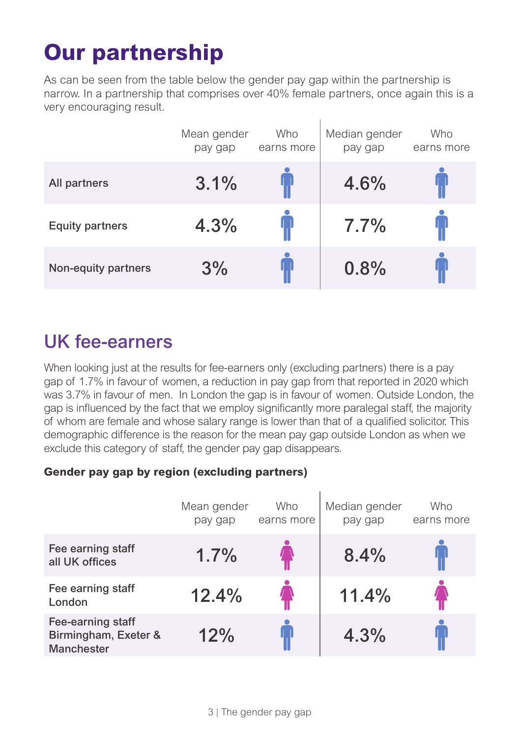# Our partnership

As can be seen from the table below the gender pay gap within the partnership is narrow. In a partnership that comprises over 40% female partners, once again this is a very encouraging result.

| | Mean gender pay gap | Who earns more | Median gender pay gap | Who earns more |
|---|---|---|---|---|
| All partners | 3.1% | Men | 4.6% | Men |
| Equity partners | 4.3% | Men | 7.7% | Men |
| Non-equity partners | 3% | Men | 0.8% | Men |

## UK fee-earners

When looking just at the results for fee-earners only (excluding partners) there is a pay gap of 1.7% in favour of women, a reduction in pay gap from that reported in 2020 which was 3.7% in favour of men. In London the gap is in favour of women. Outside London, the gap is influenced by the fact that we employ significantly more paralegal staff, the majority of whom are female and whose salary range is lower than that of a qualified solicitor. This demographic difference is the reason for the mean pay gap outside London as when we exclude this category of staff, the gender pay gap disappears.

**Gender pay gap by region (excluding partners)**

| | Mean gender pay gap | Who earns more | Median gender pay gap | Who earns more |
|---|---|---|---|---|
| Fee earning staff all UK offices | 1.7% | Women | 8.4% | Men |
| Fee earning staff London | 12.4% | Women | 11.4% | Women |
| Fee-earning staff Birmingham, Exeter & Manchester | 12% | Men | 4.3% | Men |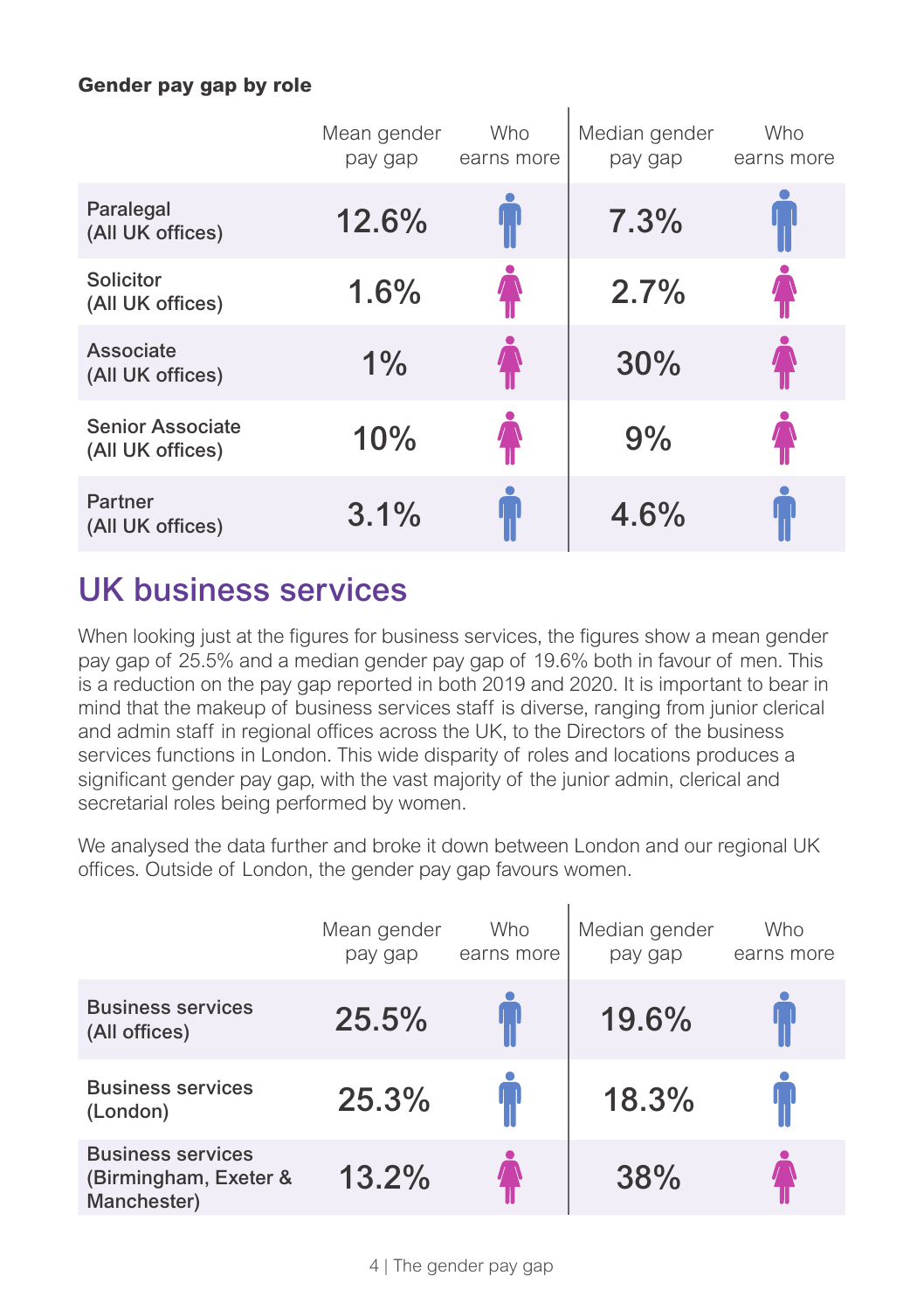**Gender pay gap by role**

| | Mean gender pay gap | Who earns more | Median gender pay gap | Who earns more |
|---|---|---|---|---|
| Paralegal (All UK offices) | 12.6% | Men | 7.3% | Men |
| Solicitor (All UK offices) | 1.6% | Women | 2.7% | Women |
| Associate (All UK offices) | 1% | Women | 30% | Women |
| Senior Associate (All UK offices) | 10% | Women | 9% | Women |
| Partner (All UK offices) | 3.1% | Men | 4.6% | Men |

## UK business services

When looking just at the figures for business services, the figures show a mean gender pay gap of 25.5% and a median gender pay gap of 19.6% both in favour of men. This is a reduction on the pay gap reported in both 2019 and 2020. It is important to bear in mind that the makeup of business services staff is diverse, ranging from junior clerical and admin staff in regional offices across the UK, to the Directors of the business services functions in London. This wide disparity of roles and locations produces a significant gender pay gap, with the vast majority of the junior admin, clerical and secretarial roles being performed by women.

We analysed the data further and broke it down between London and our regional UK offices. Outside of London, the gender pay gap favours women.

| | Mean gender pay gap | Who earns more | Median gender pay gap | Who earns more |
|---|---|---|---|---|
| Business services (All offices) | 25.5% | Men | 19.6% | Men |
| Business services (London) | 25.3% | Men | 18.3% | Men |
| Business services (Birmingham, Exeter & Manchester) | 13.2% | Women | 38% | Women |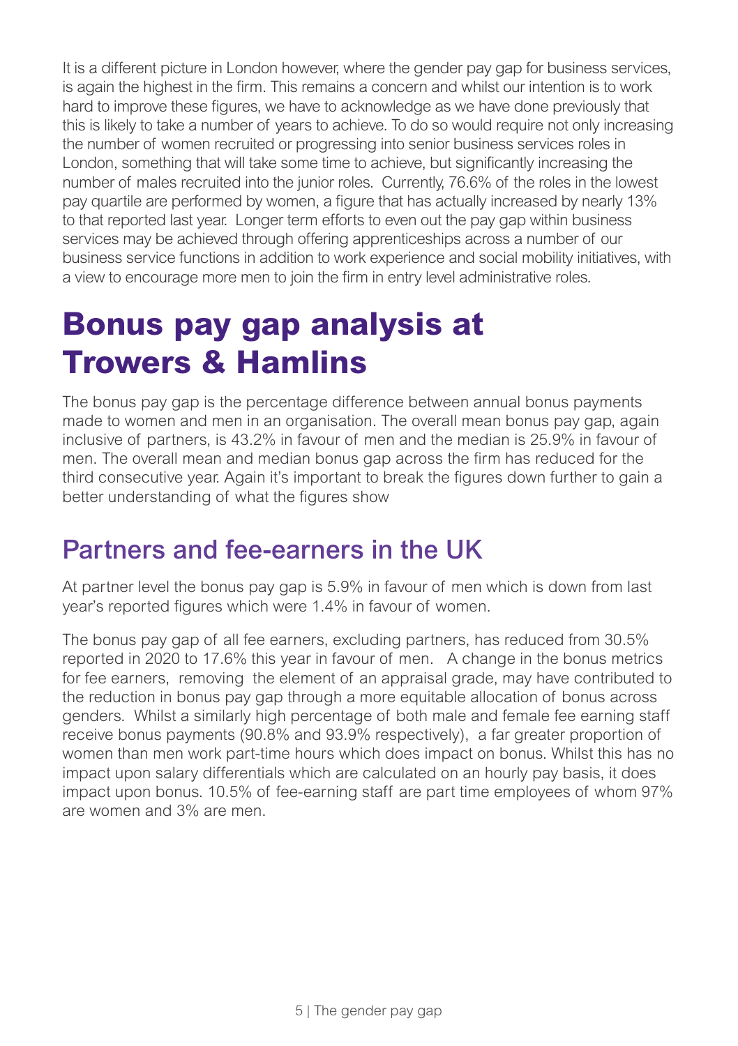It is a different picture in London however, where the gender pay gap for business services, is again the highest in the firm. This remains a concern and whilst our intention is to work hard to improve these figures, we have to acknowledge as we have done previously that this is likely to take a number of years to achieve. To do so would require not only increasing the number of women recruited or progressing into senior business services roles in London, something that will take some time to achieve, but significantly increasing the number of males recruited into the junior roles. Currently, 76.6% of the roles in the lowest pay quartile are performed by women, a figure that has actually increased by nearly 13% to that reported last year. Longer term efforts to even out the pay gap within business services may be achieved through offering apprenticeships across a number of our business service functions in addition to work experience and social mobility initiatives, with a view to encourage more men to join the firm in entry level administrative roles.

# Bonus pay gap analysis at Trowers & Hamlins

The bonus pay gap is the percentage difference between annual bonus payments made to women and men in an organisation. The overall mean bonus pay gap, again inclusive of partners, is 43.2% in favour of men and the median is 25.9% in favour of men. The overall mean and median bonus gap across the firm has reduced for the third consecutive year. Again it's important to break the figures down further to gain a better understanding of what the figures show

## Partners and fee-earners in the UK

At partner level the bonus pay gap is 5.9% in favour of men which is down from last year's reported figures which were 1.4% in favour of women.

The bonus pay gap of all fee earners, excluding partners, has reduced from 30.5% reported in 2020 to 17.6% this year in favour of men. A change in the bonus metrics for fee earners, removing the element of an appraisal grade, may have contributed to the reduction in bonus pay gap through a more equitable allocation of bonus across genders. Whilst a similarly high percentage of both male and female fee earning staff receive bonus payments (90.8% and 93.9% respectively), a far greater proportion of women than men work part-time hours which does impact on bonus. Whilst this has no impact upon salary differentials which are calculated on an hourly pay basis, it does impact upon bonus. 10.5% of fee-earning staff are part time employees of whom 97% are women and 3% are men.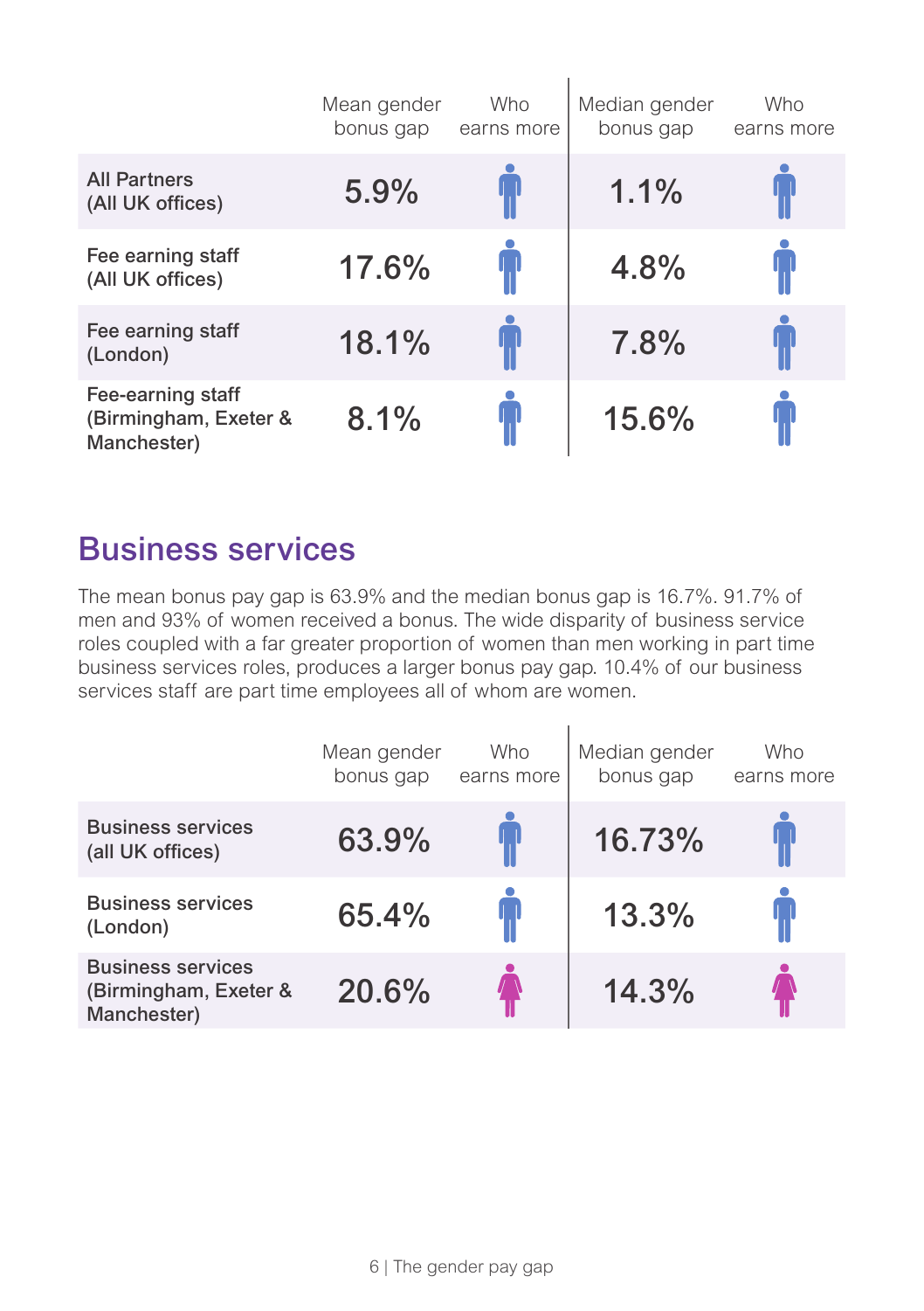| | Mean gender bonus gap | Who earns more | Median gender bonus gap | Who earns more |
|---|---|---|---|---|
| **All Partners (All UK offices)** | 5.9% | Men | 1.1% | Men |
| **Fee earning staff (All UK offices)** | 17.6% | Men | 4.8% | Men |
| **Fee earning staff (London)** | 18.1% | Men | 7.8% | Men |
| **Fee-earning staff (Birmingham, Exeter & Manchester)** | 8.1% | Men | 15.6% | Men |

## Business services

The mean bonus pay gap is 63.9% and the median bonus gap is 16.7%. 91.7% of men and 93% of women received a bonus. The wide disparity of business service roles coupled with a far greater proportion of women than men working in part time business services roles, produces a larger bonus pay gap. 10.4% of our business services staff are part time employees all of whom are women.

| | Mean gender bonus gap | Who earns more | Median gender bonus gap | Who earns more |
|---|---|---|---|---|
| **Business services (all UK offices)** | 63.9% | Men | 16.73% | Men |
| **Business services (London)** | 65.4% | Men | 13.3% | Men |
| **Business services (Birmingham, Exeter & Manchester)** | 20.6% | Women | 14.3% | Women |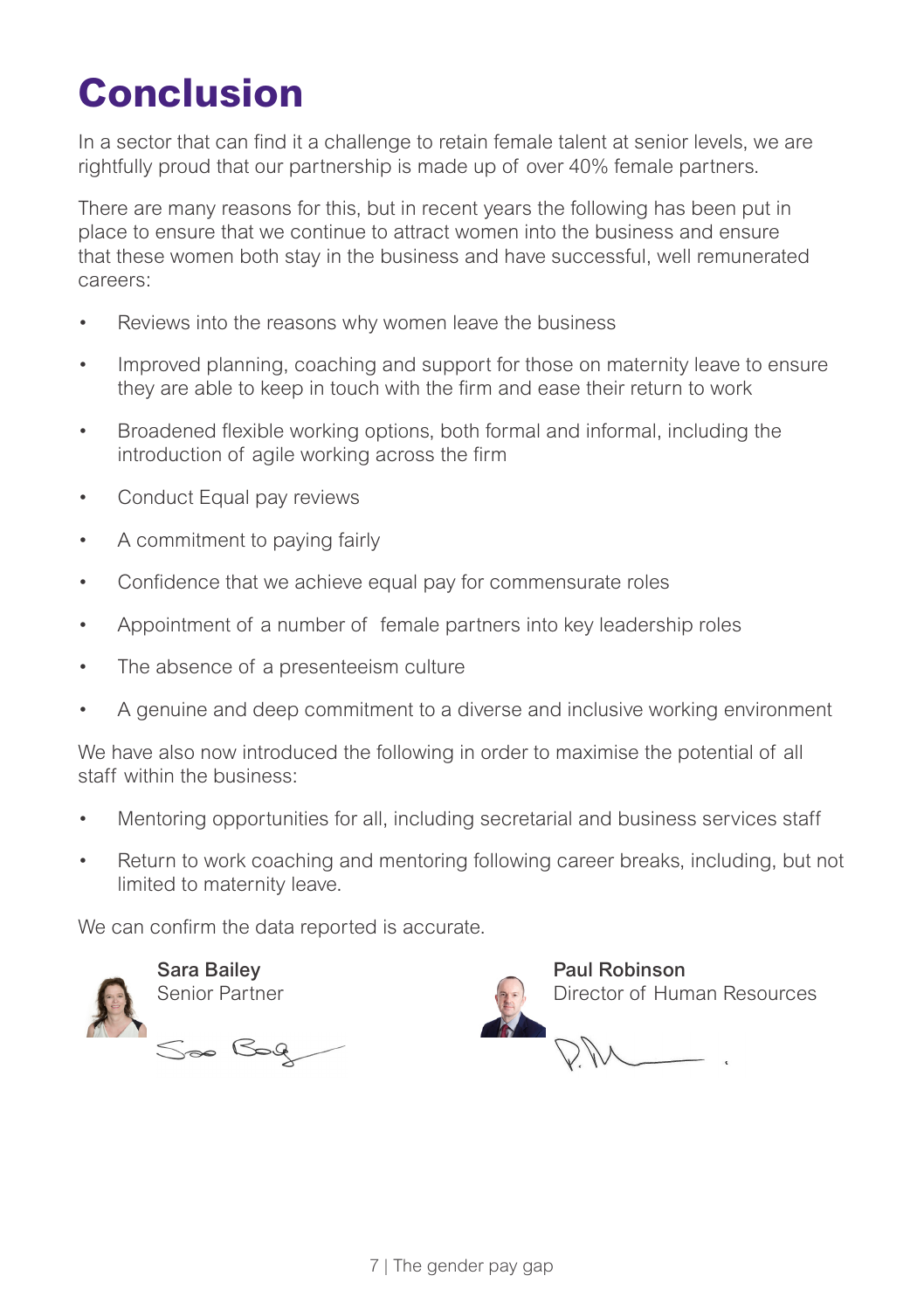# Conclusion

In a sector that can find it a challenge to retain female talent at senior levels, we are rightfully proud that our partnership is made up of over 40% female partners.

There are many reasons for this, but in recent years the following has been put in place to ensure that we continue to attract women into the business and ensure that these women both stay in the business and have successful, well remunerated careers:

- Reviews into the reasons why women leave the business
- Improved planning, coaching and support for those on maternity leave to ensure they are able to keep in touch with the firm and ease their return to work
- Broadened flexible working options, both formal and informal, including the introduction of agile working across the firm
- Conduct Equal pay reviews
- A commitment to paying fairly
- Confidence that we achieve equal pay for commensurate roles
- Appointment of a number of female partners into key leadership roles
- The absence of a presenteeism culture
- A genuine and deep commitment to a diverse and inclusive working environment

We have also now introduced the following in order to maximise the potential of all staff within the business:

- Mentoring opportunities for all, including secretarial and business services staff
- Return to work coaching and mentoring following career breaks, including, but not limited to maternity leave.

We can confirm the data reported is accurate.

**Sara Bailey**
Senior Partner

**Paul Robinson**
Director of Human Resources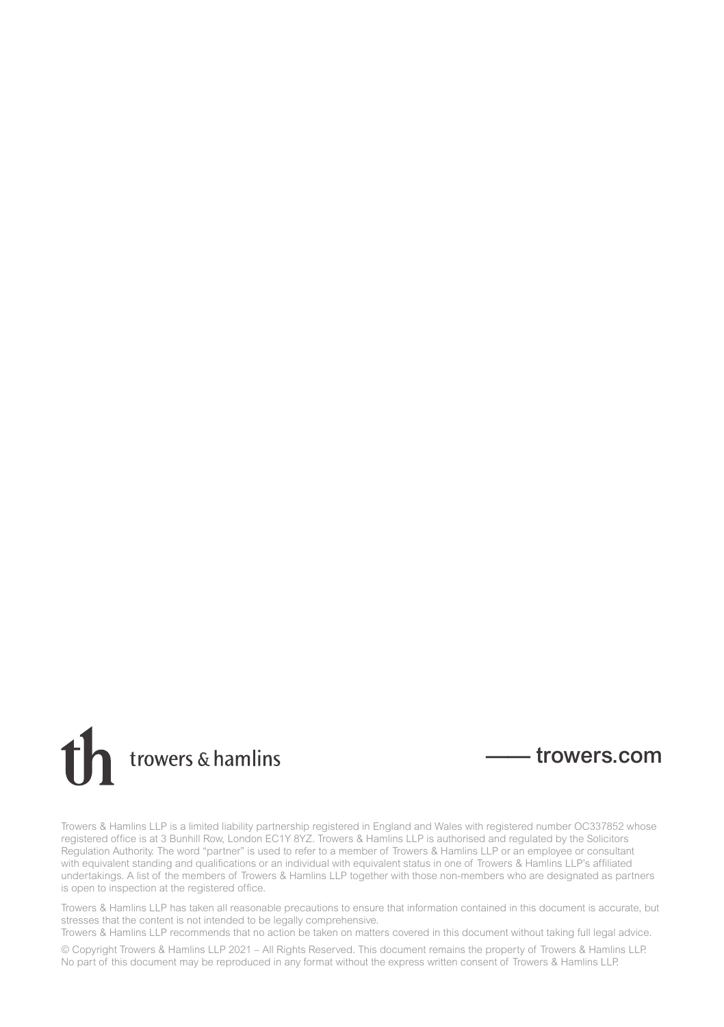trowers & hamlins

—— trowers.com

Trowers & Hamlins LLP is a limited liability partnership registered in England and Wales with registered number OC337852 whose registered office is at 3 Bunhill Row, London EC1Y 8YZ. Trowers & Hamlins LLP is authorised and regulated by the Solicitors Regulation Authority. The word "partner" is used to refer to a member of Trowers & Hamlins LLP or an employee or consultant with equivalent standing and qualifications or an individual with equivalent status in one of Trowers & Hamlins LLP's affiliated undertakings. A list of the members of Trowers & Hamlins LLP together with those non-members who are designated as partners is open to inspection at the registered office.

Trowers & Hamlins LLP has taken all reasonable precautions to ensure that information contained in this document is accurate, but stresses that the content is not intended to be legally comprehensive.
Trowers & Hamlins LLP recommends that no action be taken on matters covered in this document without taking full legal advice.

© Copyright Trowers & Hamlins LLP 2021 – All Rights Reserved. This document remains the property of Trowers & Hamlins LLP. No part of this document may be reproduced in any format without the express written consent of Trowers & Hamlins LLP.